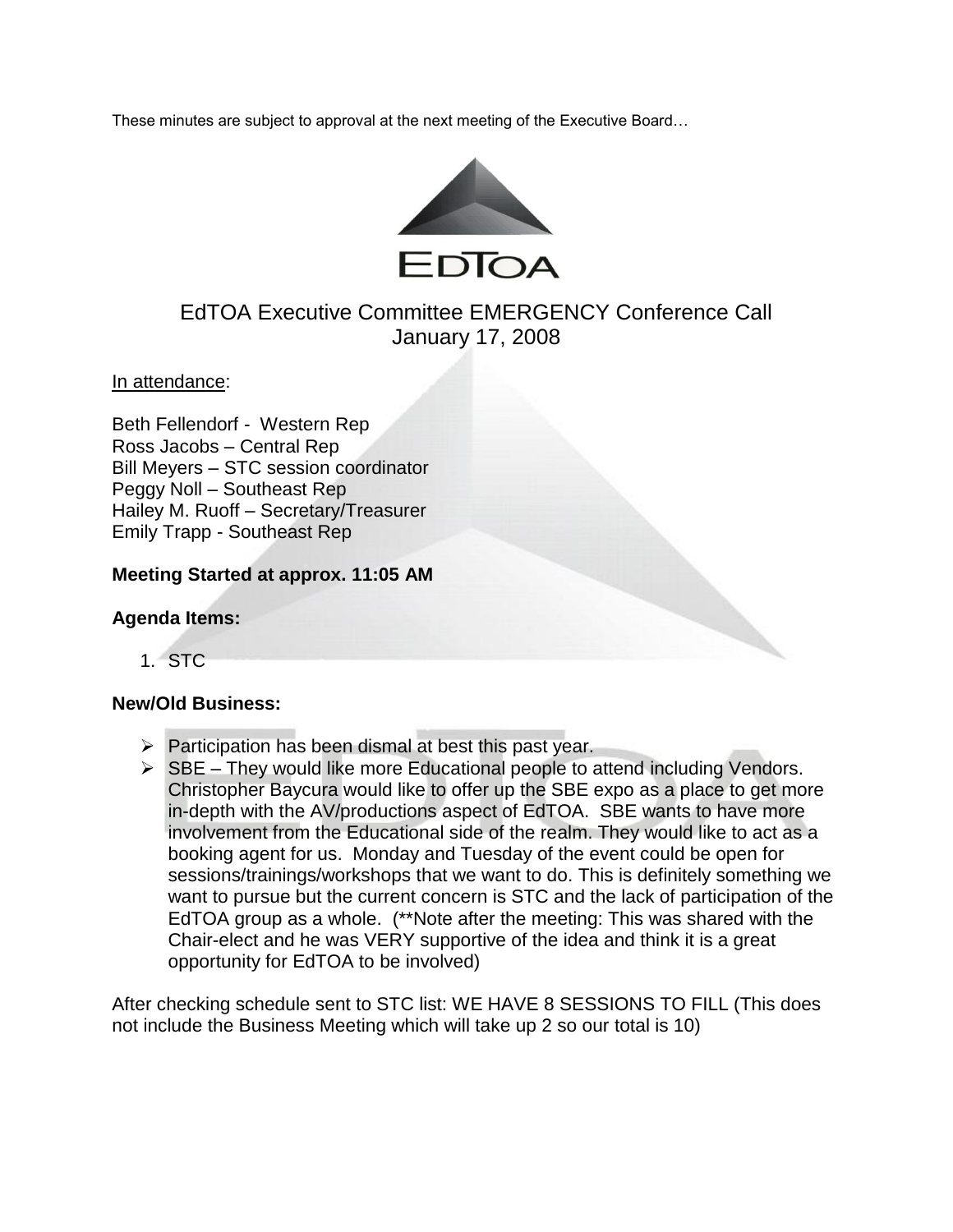These minutes are subject to approval at the next meeting of the Executive Board…

EdTOA

# EdTOA Executive Committee EMERGENCY Conference Call
## January 17, 2008

In attendance:

Beth Fellendorf - Western Rep
Ross Jacobs – Central Rep
Bill Meyers – STC session coordinator
Peggy Noll – Southeast Rep
Hailey M. Ruoff – Secretary/Treasurer
Emily Trapp - Southeast Rep

**Meeting Started at approx. 11:05 AM**

**Agenda Items:**

1. STC

**New/Old Business:**

- Participation has been dismal at best this past year.
- SBE – They would like more Educational people to attend including Vendors. Christopher Baycura would like to offer up the SBE expo as a place to get more in-depth with the AV/productions aspect of EdTOA. SBE wants to have more involvement from the Educational side of the realm. They would like to act as a booking agent for us. Monday and Tuesday of the event could be open for sessions/trainings/workshops that we want to do. This is definitely something we want to pursue but the current concern is STC and the lack of participation of the EdTOA group as a whole. (**Note after the meeting: This was shared with the Chair-elect and he was VERY supportive of the idea and think it is a great opportunity for EdTOA to be involved)

After checking schedule sent to STC list: WE HAVE 8 SESSIONS TO FILL (This does not include the Business Meeting which will take up 2 so our total is 10)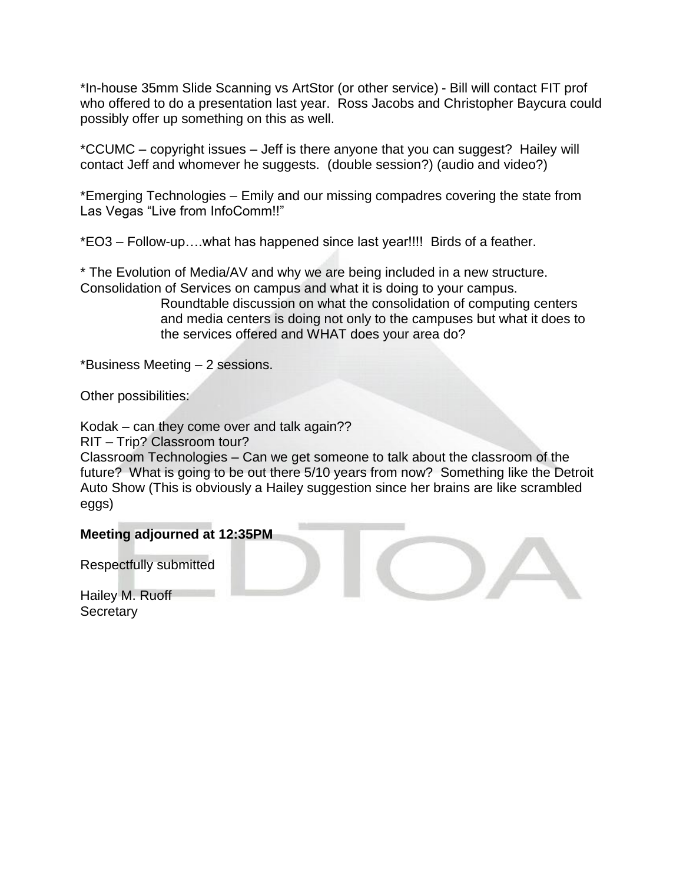*In-house 35mm Slide Scanning vs ArtStor (or other service) - Bill will contact FIT prof who offered to do a presentation last year. Ross Jacobs and Christopher Baycura could possibly offer up something on this as well.

*CCUMC – copyright issues – Jeff is there anyone that you can suggest? Hailey will contact Jeff and whomever he suggests. (double session?) (audio and video?)

*Emerging Technologies – Emily and our missing compadres covering the state from Las Vegas "Live from InfoComm!!"

*EO3 – Follow-up….what has happened since last year!!!! Birds of a feather.

* The Evolution of Media/AV and why we are being included in a new structure. Consolidation of Services on campus and what it is doing to your campus.

> Roundtable discussion on what the consolidation of computing centers and media centers is doing not only to the campuses but what it does to the services offered and WHAT does your area do?

*Business Meeting – 2 sessions.

Other possibilities:

Kodak – can they come over and talk again??
RIT – Trip? Classroom tour?
Classroom Technologies – Can we get someone to talk about the classroom of the future? What is going to be out there 5/10 years from now? Something like the Detroit Auto Show (This is obviously a Hailey suggestion since her brains are like scrambled eggs)

**Meeting adjourned at 12:35PM**

Respectfully submitted

Hailey M. Ruoff
Secretary